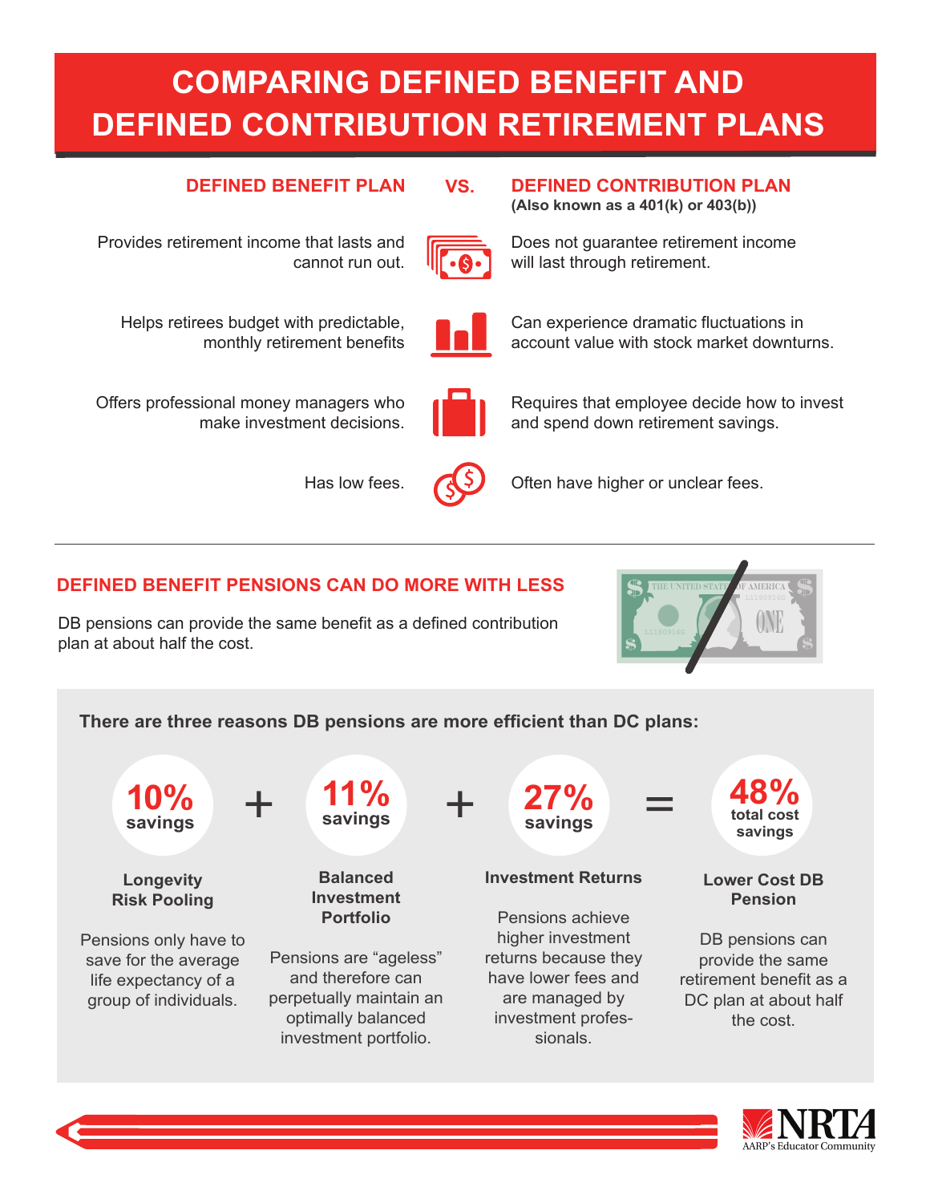# COMPARING DEFINED BENEFIT AND DEFINED CONTRIBUTION RETIREMENT PLANS

| DEFINED BENEFIT PLAN | VS. | DEFINED CONTRIBUTION PLAN (Also known as a 401(k) or 403(b)) |
|---|---|---|
| Provides retirement income that lasts and cannot run out. | | Does not guarantee retirement income will last through retirement. |
| Helps retirees budget with predictable, monthly retirement benefits | | Can experience dramatic fluctuations in account value with stock market downturns. |
| Offers professional money managers who make investment decisions. | | Requires that employee decide how to invest and spend down retirement savings. |
| Has low fees. | | Often have higher or unclear fees. |

## DEFINED BENEFIT PENSIONS CAN DO MORE WITH LESS

DB pensions can provide the same benefit as a defined contribution plan at about half the cost.

**There are three reasons DB pensions are more efficient than DC plans:**

**10% savings** + **11% savings** + **27% savings** = **48% total cost savings**

**Longevity Risk Pooling**

Pensions only have to save for the average life expectancy of a group of individuals.

**Balanced Investment Portfolio**

Pensions are "ageless" and therefore can perpetually maintain an optimally balanced investment portfolio.

**Investment Returns**

Pensions achieve higher investment returns because they have lower fees and are managed by investment professionals.

**Lower Cost DB Pension**

DB pensions can provide the same retirement benefit as a DC plan at about half the cost.

NRTA
AARP's Educator Community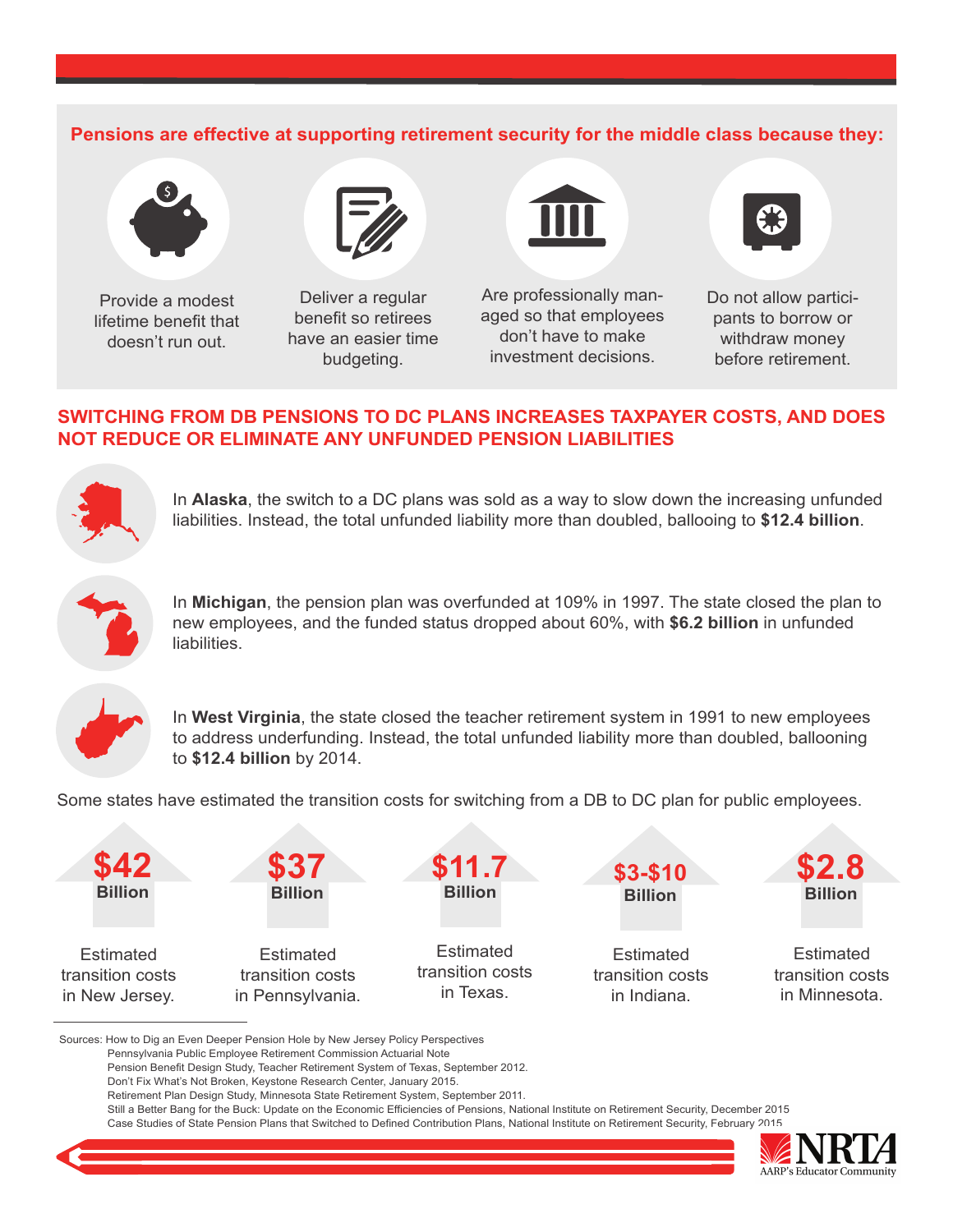## Pensions are effective at supporting retirement security for the middle class because they:

- Provide a modest lifetime benefit that doesn't run out.
- Deliver a regular benefit so retirees have an easier time budgeting.
- Are professionally managed so that employees don't have to make investment decisions.
- Do not allow participants to borrow or withdraw money before retirement.

## SWITCHING FROM DB PENSIONS TO DC PLANS INCREASES TAXPAYER COSTS, AND DOES NOT REDUCE OR ELIMINATE ANY UNFUNDED PENSION LIABILITIES

In **Alaska**, the switch to a DC plans was sold as a way to slow down the increasing unfunded liabilities. Instead, the total unfunded liability more than doubled, ballooing to **$12.4 billion**.

In **Michigan**, the pension plan was overfunded at 109% in 1997. The state closed the plan to new employees, and the funded status dropped about 60%, with **$6.2 billion** in unfunded liabilities.

In **West Virginia**, the state closed the teacher retirement system in 1991 to new employees to address underfunding. Instead, the total unfunded liability more than doubled, ballooning to **$12.4 billion** by 2014.

Some states have estimated the transition costs for switching from a DB to DC plan for public employees.

**$42 Billion**
Estimated transition costs in New Jersey.

**$37 Billion**
Estimated transition costs in Pennsylvania.

**$11.7 Billion**
Estimated transition costs in Texas.

**$3-$10 Billion**
Estimated transition costs in Indiana.

**$2.8 Billion**
Estimated transition costs in Minnesota.

Sources: How to Dig an Even Deeper Pension Hole by New Jersey Policy Perspectives
Pennsylvania Public Employee Retirement Commission Actuarial Note
Pension Benefit Design Study, Teacher Retirement System of Texas, September 2012.
Don't Fix What's Not Broken, Keystone Research Center, January 2015.
Retirement Plan Design Study, Minnesota State Retirement System, September 2011.
Still a Better Bang for the Buck: Update on the Economic Efficiencies of Pensions, National Institute on Retirement Security, December 2015
Case Studies of State Pension Plans that Switched to Defined Contribution Plans, National Institute on Retirement Security, February 2015

NRTA
AARP's Educator Community